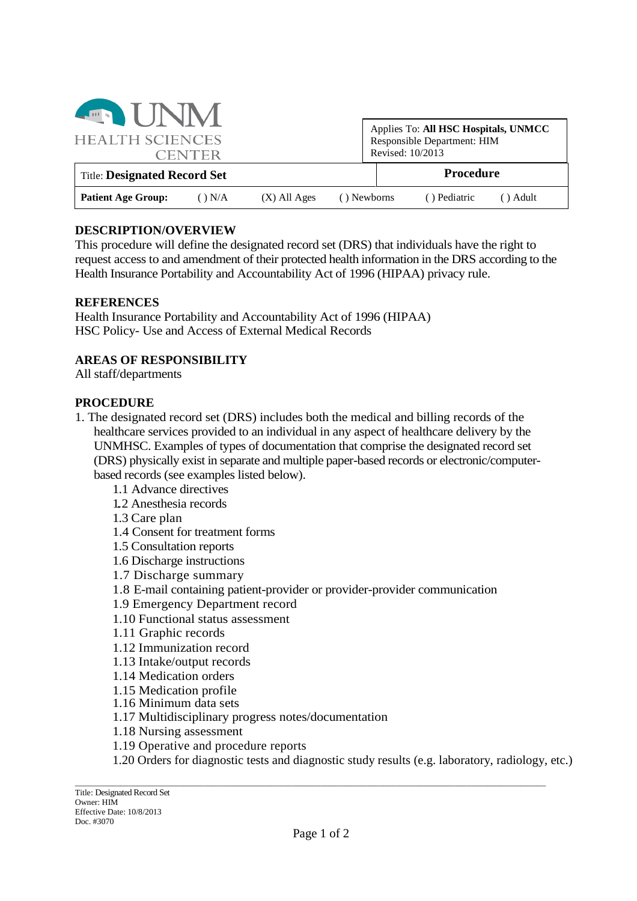UNM HEALTH SCIENCES CENTER

| Applies To: **All HSC Hospitals, UNMCC** Responsible Department: HIM Revised: 10/2013 |
|---|

| Title: **Designated Record Set** | | | **Procedure** | | |
|---|---|---|---|---|---|
| **Patient Age Group:** | ( ) N/A | (X) All Ages | ( ) Newborns | ( ) Pediatric | ( ) Adult |

**DESCRIPTION/OVERVIEW**

This procedure will define the designated record set (DRS) that individuals have the right to request access to and amendment of their protected health information in the DRS according to the Health Insurance Portability and Accountability Act of 1996 (HIPAA) privacy rule.

**REFERENCES**

Health Insurance Portability and Accountability Act of 1996 (HIPAA)
HSC Policy- Use and Access of External Medical Records

**AREAS OF RESPONSIBILITY**

All staff/departments

**PROCEDURE**

1. The designated record set (DRS) includes both the medical and billing records of the healthcare services provided to an individual in any aspect of healthcare delivery by the UNMHSC. Examples of types of documentation that comprise the designated record set (DRS) physically exist in separate and multiple paper-based records or electronic/computer-based records (see examples listed below).
   - 1.1 Advance directives
   - 1.2 Anesthesia records
   - 1.3 Care plan
   - 1.4 Consent for treatment forms
   - 1.5 Consultation reports
   - 1.6 Discharge instructions
   - 1.7 Discharge summary
   - 1.8 E-mail containing patient-provider or provider-provider communication
   - 1.9 Emergency Department record
   - 1.10 Functional status assessment
   - 1.11 Graphic records
   - 1.12 Immunization record
   - 1.13 Intake/output records
   - 1.14 Medication orders
   - 1.15 Medication profile
   - 1.16 Minimum data sets
   - 1.17 Multidisciplinary progress notes/documentation
   - 1.18 Nursing assessment
   - 1.19 Operative and procedure reports
   - 1.20 Orders for diagnostic tests and diagnostic study results (e.g. laboratory, radiology, etc.)

Title: Designated Record Set
Owner: HIM
Effective Date: 10/8/2013
Doc. #3070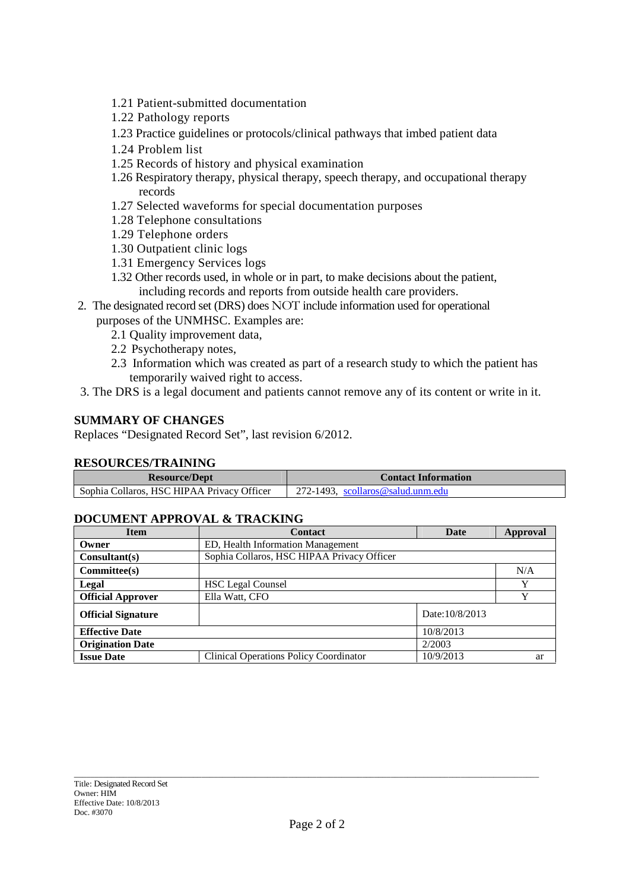1.21 Patient-submitted documentation
1.22 Pathology reports
1.23 Practice guidelines or protocols/clinical pathways that imbed patient data
1.24 Problem list
1.25 Records of history and physical examination
1.26 Respiratory therapy, physical therapy, speech therapy, and occupational therapy records
1.27 Selected waveforms for special documentation purposes
1.28 Telephone consultations
1.29 Telephone orders
1.30 Outpatient clinic logs
1.31 Emergency Services logs
1.32 Other records used, in whole or in part, to make decisions about the patient, including records and reports from outside health care providers.

2. The designated record set (DRS) does NOT include information used for operational purposes of the UNMHSC. Examples are:
   2.1 Quality improvement data,
   2.2 Psychotherapy notes,
   2.3 Information which was created as part of a research study to which the patient has temporarily waived right to access.
3. The DRS is a legal document and patients cannot remove any of its content or write in it.

## SUMMARY OF CHANGES

Replaces "Designated Record Set", last revision 6/2012.

## RESOURCES/TRAINING

| Resource/Dept | Contact Information |
|---|---|
| Sophia Collaros, HSC HIPAA Privacy Officer | 272-1493, scollaros@salud.unm.edu |

## DOCUMENT APPROVAL & TRACKING

| Item | Contact | Date | Approval |
|---|---|---|---|
| **Owner** | ED, Health Information Management | | |
| **Consultant(s)** | Sophia Collaros, HSC HIPAA Privacy Officer | | |
| **Committee(s)** | | | N/A |
| **Legal** | HSC Legal Counsel | | Y |
| **Official Approver** | Ella Watt, CFO | | Y |
| **Official Signature** | | Date:10/8/2013 | |
| **Effective Date** | | 10/8/2013 | |
| **Origination Date** | | 2/2003 | |
| **Issue Date** | Clinical Operations Policy Coordinator | 10/9/2013 | ar |

Title: Designated Record Set
Owner: HIM
Effective Date: 10/8/2013
Doc. #3070